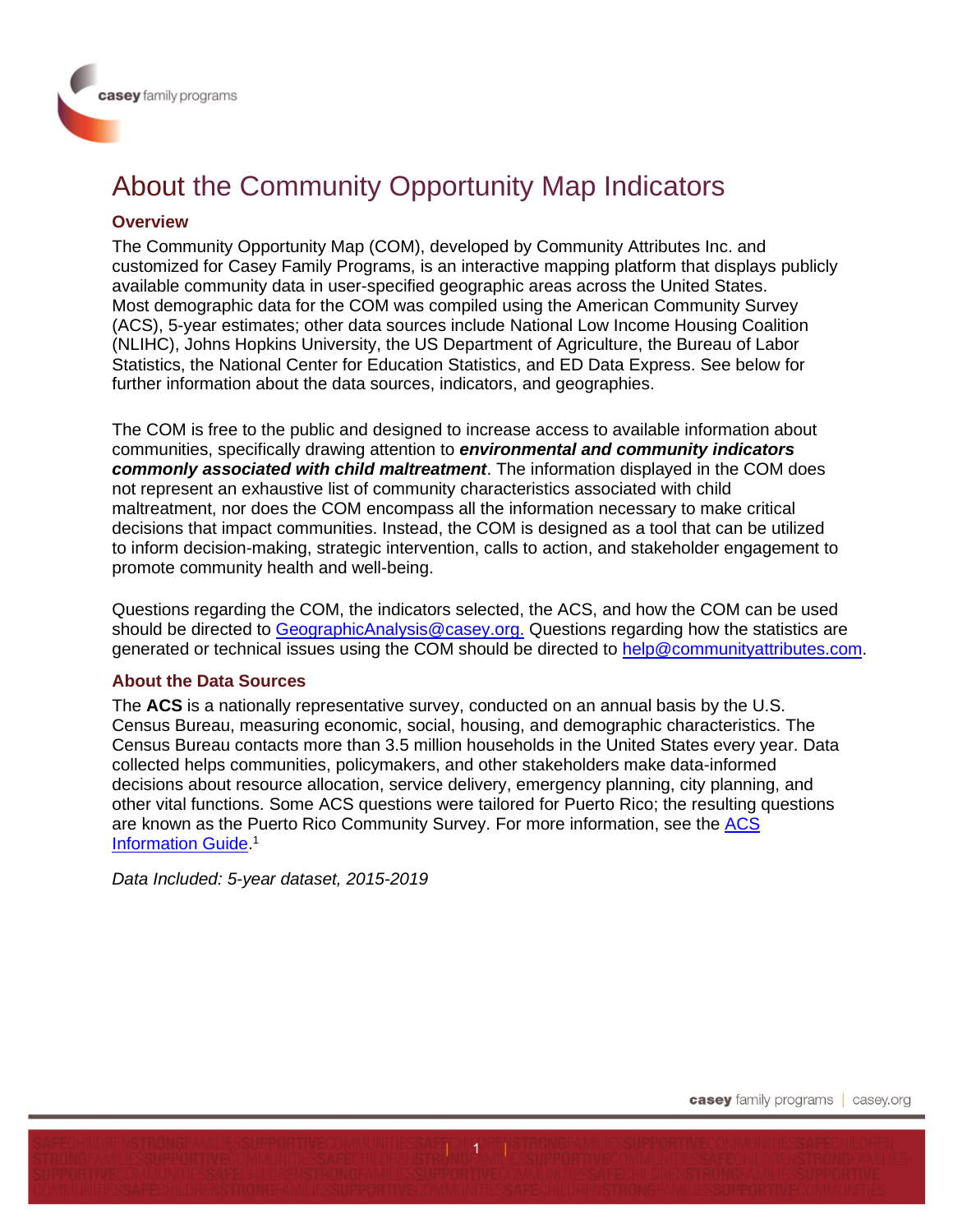# About the Community Opportunity Map Indicators

## Overview

The Community Opportunity Map (COM), developed by Community Attributes Inc. and customized for Casey Family Programs, is an interactive mapping platform that displays publicly available community data in user-specified geographic areas across the United States. Most demographic data for the COM was compiled using the American Community Survey (ACS), 5-year estimates; other data sources include National Low Income Housing Coalition (NLIHC), Johns Hopkins University, the US Department of Agriculture, the Bureau of Labor Statistics, the National Center for Education Statistics, and ED Data Express. See below for further information about the data sources, indicators, and geographies.

The COM is free to the public and designed to increase access to available information about communities, specifically drawing attention to ***environmental and community indicators commonly associated with child maltreatment***. The information displayed in the COM does not represent an exhaustive list of community characteristics associated with child maltreatment, nor does the COM encompass all the information necessary to make critical decisions that impact communities. Instead, the COM is designed as a tool that can be utilized to inform decision-making, strategic intervention, calls to action, and stakeholder engagement to promote community health and well-being.

Questions regarding the COM, the indicators selected, the ACS, and how the COM can be used should be directed to GeographicAnalysis@casey.org. Questions regarding how the statistics are generated or technical issues using the COM should be directed to help@communityattributes.com.

## About the Data Sources

The **ACS** is a nationally representative survey, conducted on an annual basis by the U.S. Census Bureau, measuring economic, social, housing, and demographic characteristics. The Census Bureau contacts more than 3.5 million households in the United States every year. Data collected helps communities, policymakers, and other stakeholders make data-informed decisions about resource allocation, service delivery, emergency planning, city planning, and other vital functions. Some ACS questions were tailored for Puerto Rico; the resulting questions are known as the Puerto Rico Community Survey. For more information, see the ACS Information Guide.[1]

*Data Included: 5-year dataset, 2015-2019*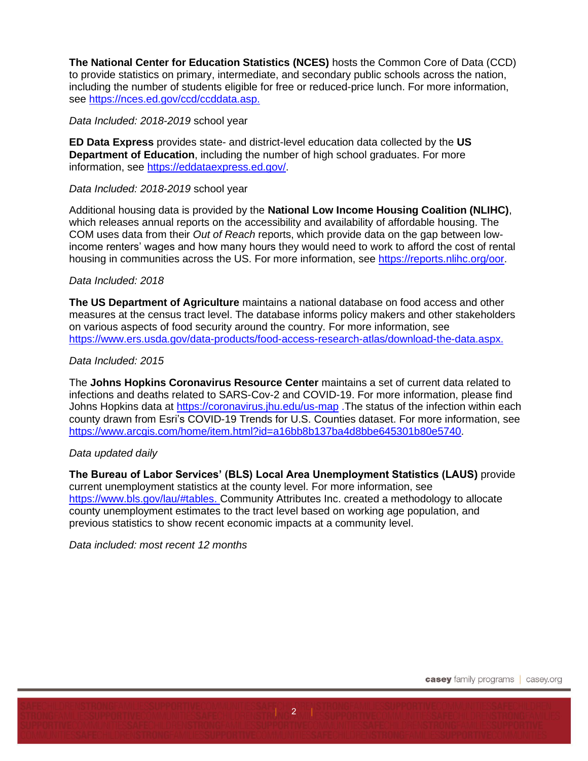**The National Center for Education Statistics (NCES)** hosts the Common Core of Data (CCD) to provide statistics on primary, intermediate, and secondary public schools across the nation, including the number of students eligible for free or reduced-price lunch. For more information, see https://nces.ed.gov/ccd/ccddata.asp.

*Data Included: 2018-2019* school year

**ED Data Express** provides state- and district-level education data collected by the **US Department of Education**, including the number of high school graduates. For more information, see https://eddataexpress.ed.gov/.

*Data Included: 2018-2019* school year

Additional housing data is provided by the **National Low Income Housing Coalition (NLIHC)**, which releases annual reports on the accessibility and availability of affordable housing. The COM uses data from their *Out of Reach* reports, which provide data on the gap between low-income renters' wages and how many hours they would need to work to afford the cost of rental housing in communities across the US. For more information, see https://reports.nlihc.org/oor.

*Data Included: 2018*

**The US Department of Agriculture** maintains a national database on food access and other measures at the census tract level. The database informs policy makers and other stakeholders on various aspects of food security around the country. For more information, see https://www.ers.usda.gov/data-products/food-access-research-atlas/download-the-data.aspx.

*Data Included: 2015*

The **Johns Hopkins Coronavirus Resource Center** maintains a set of current data related to infections and deaths related to SARS-Cov-2 and COVID-19. For more information, please find Johns Hopkins data at https://coronavirus.jhu.edu/us-map .The status of the infection within each county drawn from Esri's COVID-19 Trends for U.S. Counties dataset. For more information, see https://www.arcgis.com/home/item.html?id=a16bb8b137ba4d8bbe645301b80e5740.

*Data updated daily*

**The Bureau of Labor Services' (BLS) Local Area Unemployment Statistics (LAUS)** provide current unemployment statistics at the county level. For more information, see https://www.bls.gov/lau/#tables. Community Attributes Inc. created a methodology to allocate county unemployment estimates to the tract level based on working age population, and previous statistics to show recent economic impacts at a community level.

*Data included: most recent 12 months*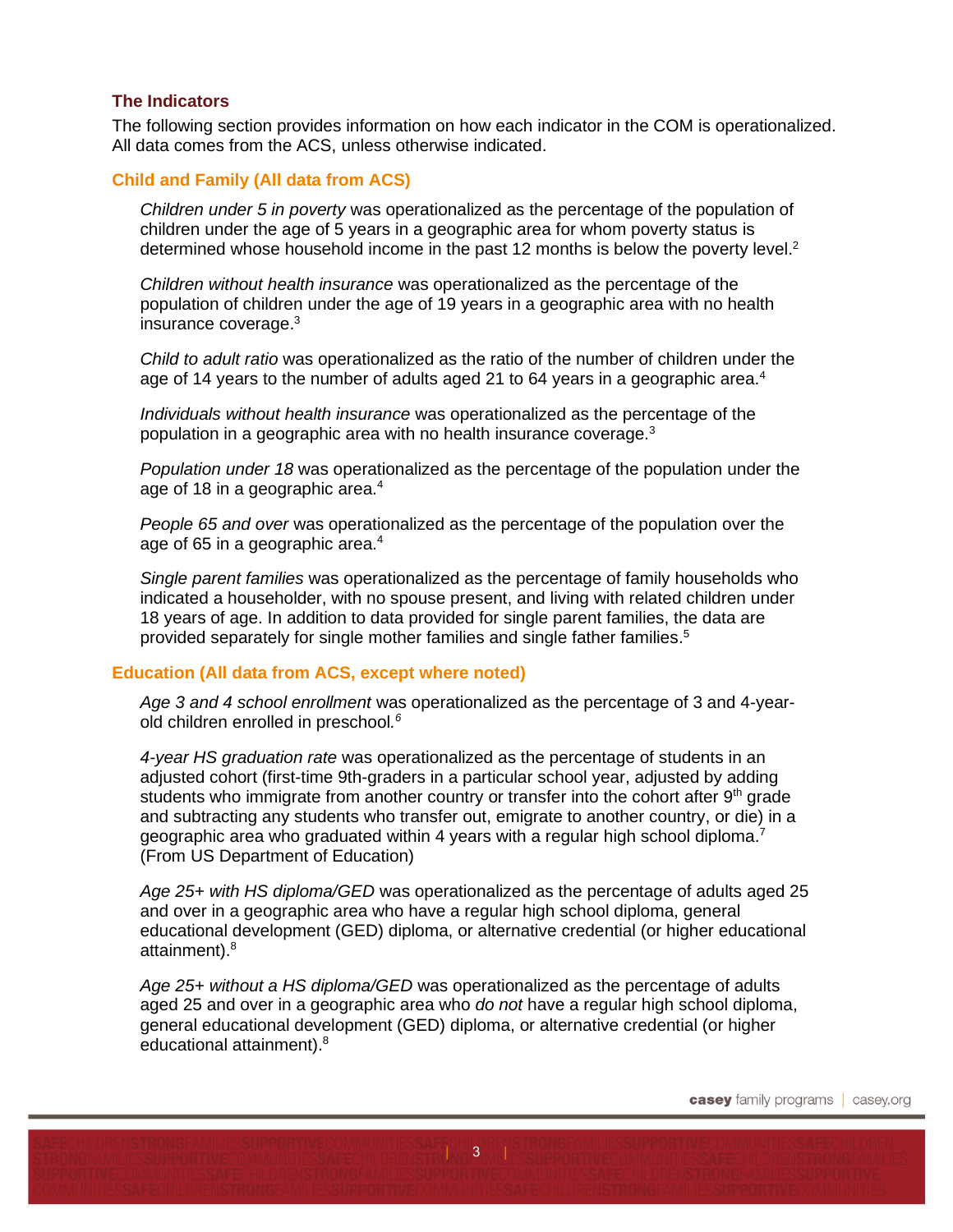## The Indicators

The following section provides information on how each indicator in the COM is operationalized. All data comes from the ACS, unless otherwise indicated.

### Child and Family (All data from ACS)

*Children under 5 in poverty* was operationalized as the percentage of the population of children under the age of 5 years in a geographic area for whom poverty status is determined whose household income in the past 12 months is below the poverty level.[2]

*Children without health insurance* was operationalized as the percentage of the population of children under the age of 19 years in a geographic area with no health insurance coverage.[3]

*Child to adult ratio* was operationalized as the ratio of the number of children under the age of 14 years to the number of adults aged 21 to 64 years in a geographic area.[4]

*Individuals without health insurance* was operationalized as the percentage of the population in a geographic area with no health insurance coverage.[3]

*Population under 18* was operationalized as the percentage of the population under the age of 18 in a geographic area.[4]

*People 65 and over* was operationalized as the percentage of the population over the age of 65 in a geographic area.[4]

*Single parent families* was operationalized as the percentage of family households who indicated a householder, with no spouse present, and living with related children under 18 years of age. In addition to data provided for single parent families, the data are provided separately for single mother families and single father families.[5]

### Education (All data from ACS, except where noted)

*Age 3 and 4 school enrollment* was operationalized as the percentage of 3 and 4-year-old children enrolled in preschool.[6]

*4-year HS graduation rate* was operationalized as the percentage of students in an adjusted cohort (first-time 9th-graders in a particular school year, adjusted by adding students who immigrate from another country or transfer into the cohort after 9th grade and subtracting any students who transfer out, emigrate to another country, or die) in a geographic area who graduated within 4 years with a regular high school diploma.[7] (From US Department of Education)

*Age 25+ with HS diploma/GED* was operationalized as the percentage of adults aged 25 and over in a geographic area who have a regular high school diploma, general educational development (GED) diploma, or alternative credential (or higher educational attainment).[8]

*Age 25+ without a HS diploma/GED* was operationalized as the percentage of adults aged 25 and over in a geographic area who *do not* have a regular high school diploma, general educational development (GED) diploma, or alternative credential (or higher educational attainment).[8]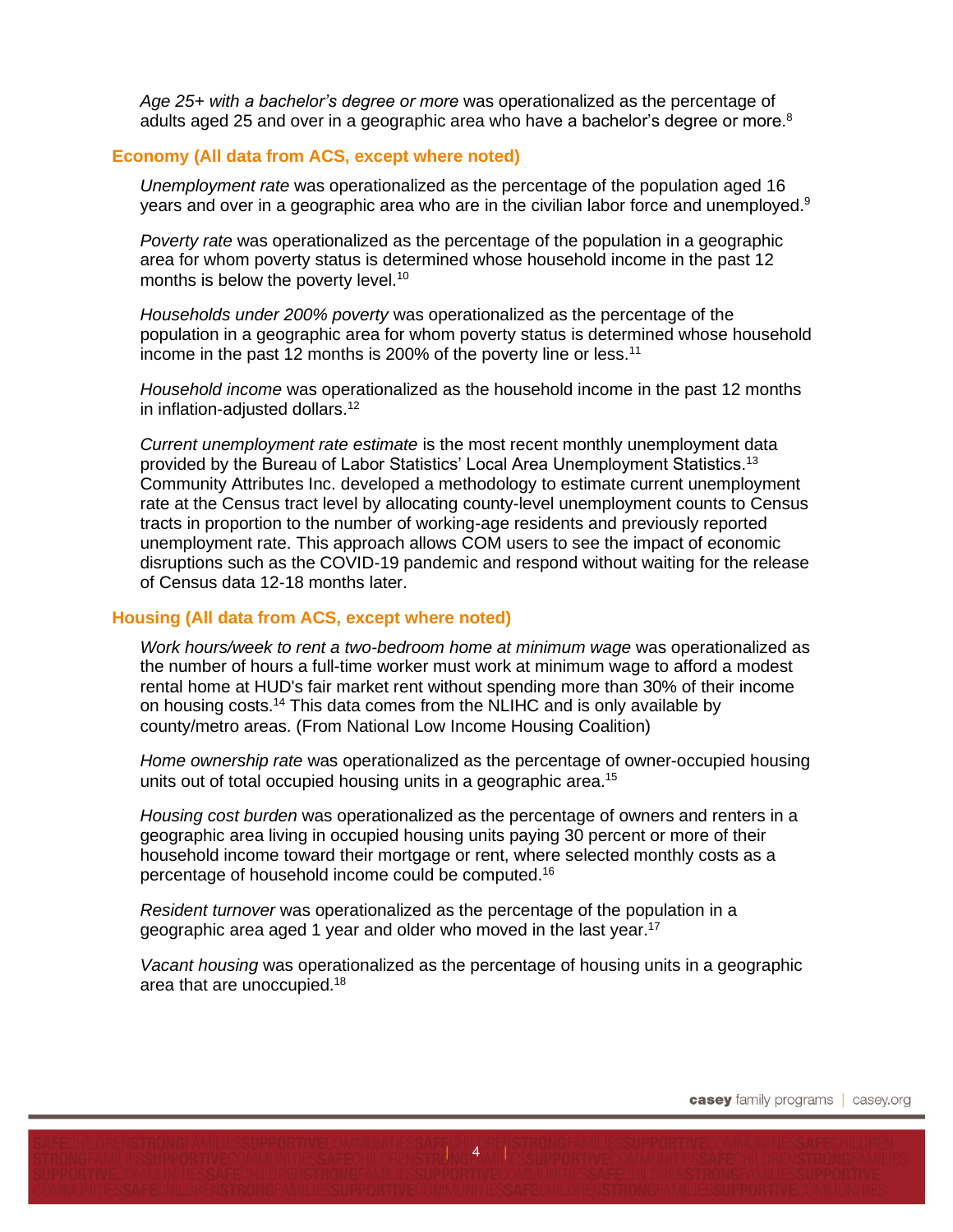*Age 25+ with a bachelor's degree or more* was operationalized as the percentage of adults aged 25 and over in a geographic area who have a bachelor's degree or more.[8]

## Economy (All data from ACS, except where noted)

*Unemployment rate* was operationalized as the percentage of the population aged 16 years and over in a geographic area who are in the civilian labor force and unemployed.[9]

*Poverty rate* was operationalized as the percentage of the population in a geographic area for whom poverty status is determined whose household income in the past 12 months is below the poverty level.[10]

*Households under 200% poverty* was operationalized as the percentage of the population in a geographic area for whom poverty status is determined whose household income in the past 12 months is 200% of the poverty line or less.[11]

*Household income* was operationalized as the household income in the past 12 months in inflation-adjusted dollars.[12]

*Current unemployment rate estimate* is the most recent monthly unemployment data provided by the Bureau of Labor Statistics' Local Area Unemployment Statistics.[13] Community Attributes Inc. developed a methodology to estimate current unemployment rate at the Census tract level by allocating county-level unemployment counts to Census tracts in proportion to the number of working-age residents and previously reported unemployment rate. This approach allows COM users to see the impact of economic disruptions such as the COVID-19 pandemic and respond without waiting for the release of Census data 12-18 months later.

## Housing (All data from ACS, except where noted)

*Work hours/week to rent a two-bedroom home at minimum wage* was operationalized as the number of hours a full-time worker must work at minimum wage to afford a modest rental home at HUD's fair market rent without spending more than 30% of their income on housing costs.[14] This data comes from the NLIHC and is only available by county/metro areas. (From National Low Income Housing Coalition)

*Home ownership rate* was operationalized as the percentage of owner-occupied housing units out of total occupied housing units in a geographic area.[15]

*Housing cost burden* was operationalized as the percentage of owners and renters in a geographic area living in occupied housing units paying 30 percent or more of their household income toward their mortgage or rent, where selected monthly costs as a percentage of household income could be computed.[16]

*Resident turnover* was operationalized as the percentage of the population in a geographic area aged 1 year and older who moved in the last year.[17]

*Vacant housing* was operationalized as the percentage of housing units in a geographic area that are unoccupied.[18]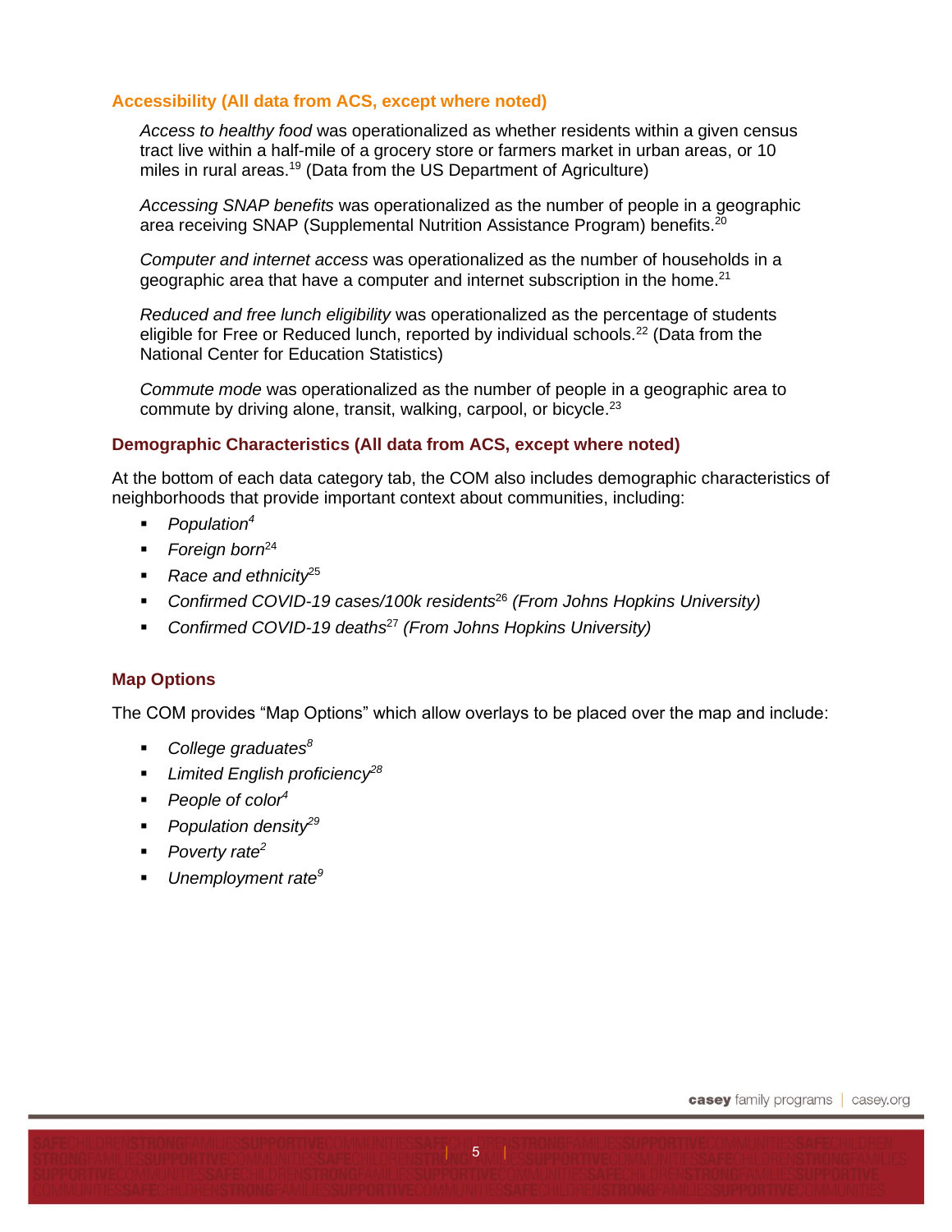## Accessibility (All data from ACS, except where noted)

*Access to healthy food* was operationalized as whether residents within a given census tract live within a half-mile of a grocery store or farmers market in urban areas, or 10 miles in rural areas.[19] (Data from the US Department of Agriculture)

*Accessing SNAP benefits* was operationalized as the number of people in a geographic area receiving SNAP (Supplemental Nutrition Assistance Program) benefits.[20]

*Computer and internet access* was operationalized as the number of households in a geographic area that have a computer and internet subscription in the home.[21]

*Reduced and free lunch eligibility* was operationalized as the percentage of students eligible for Free or Reduced lunch, reported by individual schools.[22] (Data from the National Center for Education Statistics)

*Commute mode* was operationalized as the number of people in a geographic area to commute by driving alone, transit, walking, carpool, or bicycle.[23]

## Demographic Characteristics (All data from ACS, except where noted)

At the bottom of each data category tab, the COM also includes demographic characteristics of neighborhoods that provide important context about communities, including:

- *Population*[4]
- *Foreign born*[24]
- *Race and ethnicity*[25]
- *Confirmed COVID-19 cases/100k residents*[26] *(From Johns Hopkins University)*
- *Confirmed COVID-19 deaths*[27] *(From Johns Hopkins University)*

## Map Options

The COM provides "Map Options" which allow overlays to be placed over the map and include:

- *College graduates*[8]
- *Limited English proficiency*[28]
- *People of color*[4]
- *Population density*[29]
- *Poverty rate*[2]
- *Unemployment rate*[9]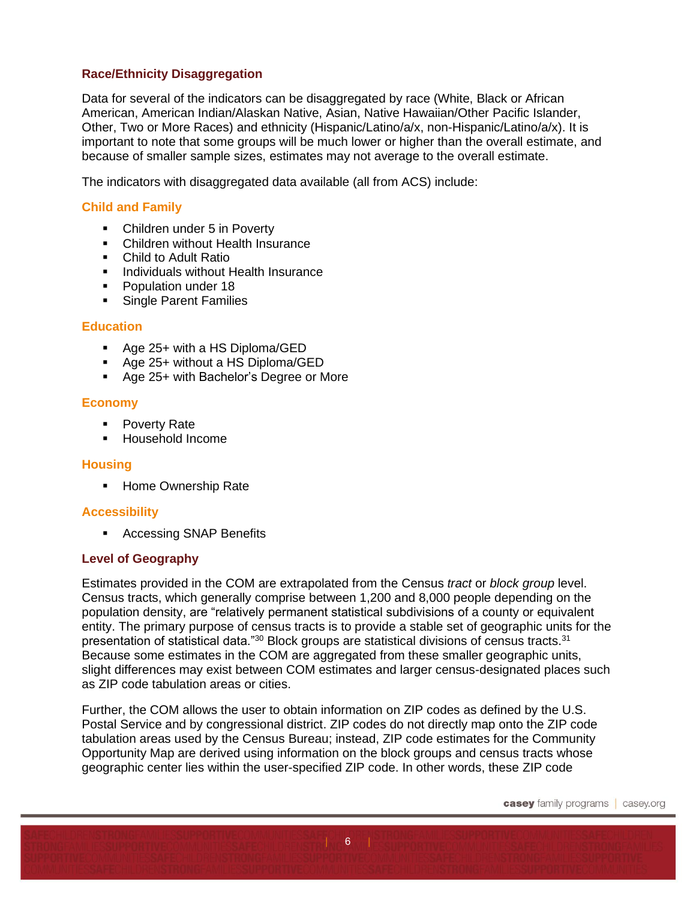## Race/Ethnicity Disaggregation

Data for several of the indicators can be disaggregated by race (White, Black or African American, American Indian/Alaskan Native, Asian, Native Hawaiian/Other Pacific Islander, Other, Two or More Races) and ethnicity (Hispanic/Latino/a/x, non-Hispanic/Latino/a/x). It is important to note that some groups will be much lower or higher than the overall estimate, and because of smaller sample sizes, estimates may not average to the overall estimate.

The indicators with disaggregated data available (all from ACS) include:

### Child and Family

- Children under 5 in Poverty
- Children without Health Insurance
- Child to Adult Ratio
- Individuals without Health Insurance
- Population under 18
- Single Parent Families

### Education

- Age 25+ with a HS Diploma/GED
- Age 25+ without a HS Diploma/GED
- Age 25+ with Bachelor's Degree or More

### Economy

- Poverty Rate
- Household Income

### Housing

- Home Ownership Rate

### Accessibility

- Accessing SNAP Benefits

## Level of Geography

Estimates provided in the COM are extrapolated from the Census *tract* or *block group* level. Census tracts, which generally comprise between 1,200 and 8,000 people depending on the population density, are "relatively permanent statistical subdivisions of a county or equivalent entity. The primary purpose of census tracts is to provide a stable set of geographic units for the presentation of statistical data."[30] Block groups are statistical divisions of census tracts.[31] Because some estimates in the COM are aggregated from these smaller geographic units, slight differences may exist between COM estimates and larger census-designated places such as ZIP code tabulation areas or cities.

Further, the COM allows the user to obtain information on ZIP codes as defined by the U.S. Postal Service and by congressional district. ZIP codes do not directly map onto the ZIP code tabulation areas used by the Census Bureau; instead, ZIP code estimates for the Community Opportunity Map are derived using information on the block groups and census tracts whose geographic center lies within the user-specified ZIP code. In other words, these ZIP code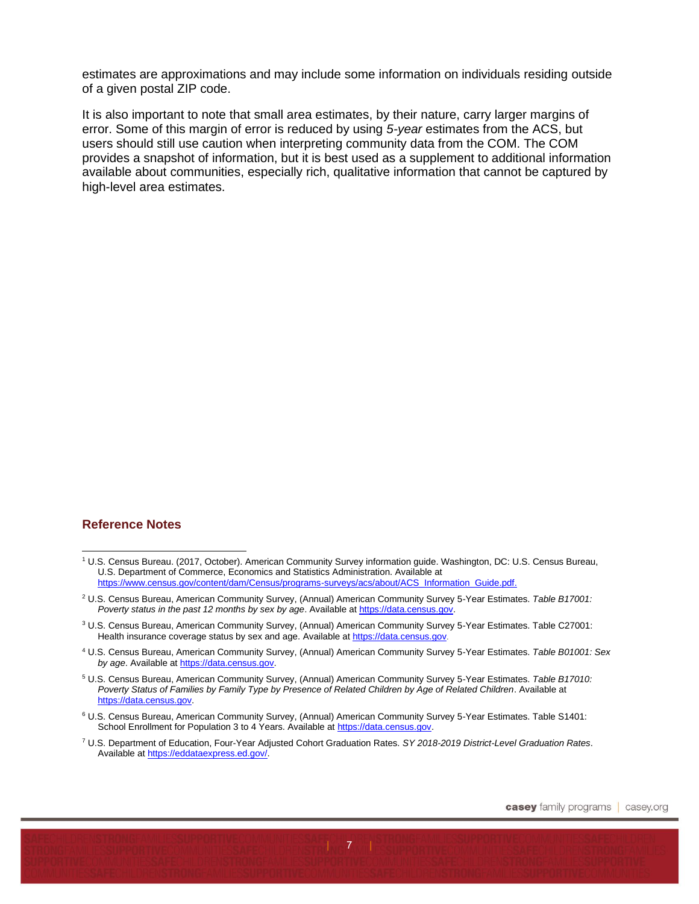estimates are approximations and may include some information on individuals residing outside of a given postal ZIP code.

It is also important to note that small area estimates, by their nature, carry larger margins of error. Some of this margin of error is reduced by using *5-year* estimates from the ACS, but users should still use caution when interpreting community data from the COM. The COM provides a snapshot of information, but it is best used as a supplement to additional information available about communities, especially rich, qualitative information that cannot be captured by high-level area estimates.

## Reference Notes

[1] U.S. Census Bureau. (2017, October). American Community Survey information guide. Washington, DC: U.S. Census Bureau, U.S. Department of Commerce, Economics and Statistics Administration. Available at https://www.census.gov/content/dam/Census/programs-surveys/acs/about/ACS_Information_Guide.pdf.

[2] U.S. Census Bureau, American Community Survey, (Annual) American Community Survey 5-Year Estimates. *Table B17001: Poverty status in the past 12 months by sex by age*. Available at https://data.census.gov.

[3] U.S. Census Bureau, American Community Survey, (Annual) American Community Survey 5-Year Estimates. Table C27001: Health insurance coverage status by sex and age. Available at https://data.census.gov.

[4] U.S. Census Bureau, American Community Survey, (Annual) American Community Survey 5-Year Estimates. *Table B01001: Sex by age*. Available at https://data.census.gov.

[5] U.S. Census Bureau, American Community Survey, (Annual) American Community Survey 5-Year Estimates. *Table B17010: Poverty Status of Families by Family Type by Presence of Related Children by Age of Related Children*. Available at https://data.census.gov.

[6] U.S. Census Bureau, American Community Survey, (Annual) American Community Survey 5-Year Estimates. Table S1401: School Enrollment for Population 3 to 4 Years. Available at https://data.census.gov.

[7] U.S. Department of Education, Four-Year Adjusted Cohort Graduation Rates. *SY 2018-2019 District-Level Graduation Rates*. Available at https://eddataexpress.ed.gov/.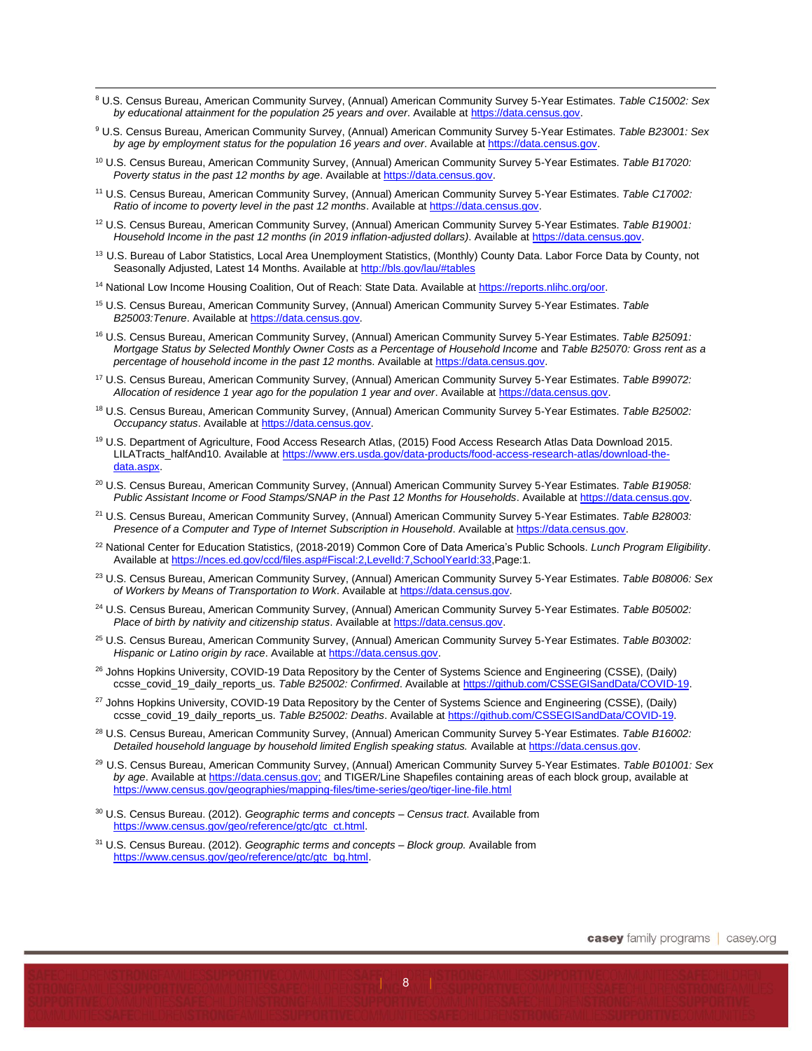[8] U.S. Census Bureau, American Community Survey, (Annual) American Community Survey 5-Year Estimates. *Table C15002: Sex by educational attainment for the population 25 years and over*. Available at https://data.census.gov.

[9] U.S. Census Bureau, American Community Survey, (Annual) American Community Survey 5-Year Estimates. *Table B23001: Sex by age by employment status for the population 16 years and over*. Available at https://data.census.gov.

[10] U.S. Census Bureau, American Community Survey, (Annual) American Community Survey 5-Year Estimates. *Table B17020: Poverty status in the past 12 months by age*. Available at https://data.census.gov.

[11] U.S. Census Bureau, American Community Survey, (Annual) American Community Survey 5-Year Estimates. *Table C17002: Ratio of income to poverty level in the past 12 months*. Available at https://data.census.gov.

[12] U.S. Census Bureau, American Community Survey, (Annual) American Community Survey 5-Year Estimates. *Table B19001: Household Income in the past 12 months (in 2019 inflation-adjusted dollars)*. Available at https://data.census.gov.

[13] U.S. Bureau of Labor Statistics, Local Area Unemployment Statistics, (Monthly) County Data. Labor Force Data by County, not Seasonally Adjusted, Latest 14 Months. Available at http://bls.gov/lau/#tables

[14] National Low Income Housing Coalition, Out of Reach: State Data. Available at https://reports.nlihc.org/oor.

[15] U.S. Census Bureau, American Community Survey, (Annual) American Community Survey 5-Year Estimates. *Table B25003:Tenure*. Available at https://data.census.gov.

[16] U.S. Census Bureau, American Community Survey, (Annual) American Community Survey 5-Year Estimates. *Table B25091: Mortgage Status by Selected Monthly Owner Costs as a Percentage of Household Income* and *Table B25070: Gross rent as a percentage of household income in the past 12 month*s. Available at https://data.census.gov.

[17] U.S. Census Bureau, American Community Survey, (Annual) American Community Survey 5-Year Estimates. *Table B99072: Allocation of residence 1 year ago for the population 1 year and over*. Available at https://data.census.gov.

[18] U.S. Census Bureau, American Community Survey, (Annual) American Community Survey 5-Year Estimates. *Table B25002: Occupancy status*. Available at https://data.census.gov.

[19] U.S. Department of Agriculture, Food Access Research Atlas, (2015) Food Access Research Atlas Data Download 2015. LILATracts_halfAnd10. Available at https://www.ers.usda.gov/data-products/food-access-research-atlas/download-the-data.aspx.

[20] U.S. Census Bureau, American Community Survey, (Annual) American Community Survey 5-Year Estimates. *Table B19058: Public Assistant Income or Food Stamps/SNAP in the Past 12 Months for Households*. Available at https://data.census.gov.

[21] U.S. Census Bureau, American Community Survey, (Annual) American Community Survey 5-Year Estimates. *Table B28003: Presence of a Computer and Type of Internet Subscription in Household*. Available at https://data.census.gov.

[22] National Center for Education Statistics, (2018-2019) Common Core of Data America's Public Schools. *Lunch Program Eligibility*. Available at https://nces.ed.gov/ccd/files.asp#Fiscal:2,LevelId:7,SchoolYearId:33,Page:1.

[23] U.S. Census Bureau, American Community Survey, (Annual) American Community Survey 5-Year Estimates. *Table B08006: Sex of Workers by Means of Transportation to Work*. Available at https://data.census.gov.

[24] U.S. Census Bureau, American Community Survey, (Annual) American Community Survey 5-Year Estimates. *Table B05002: Place of birth by nativity and citizenship status*. Available at https://data.census.gov.

[25] U.S. Census Bureau, American Community Survey, (Annual) American Community Survey 5-Year Estimates. *Table B03002: Hispanic or Latino origin by race*. Available at https://data.census.gov.

[26] Johns Hopkins University, COVID-19 Data Repository by the Center of Systems Science and Engineering (CSSE), (Daily) ccsse_covid_19_daily_reports_us. *Table B25002: Confirmed*. Available at https://github.com/CSSEGISandData/COVID-19.

[27] Johns Hopkins University, COVID-19 Data Repository by the Center of Systems Science and Engineering (CSSE), (Daily) ccsse_covid_19_daily_reports_us. *Table B25002: Deaths*. Available at https://github.com/CSSEGISandData/COVID-19.

[28] U.S. Census Bureau, American Community Survey, (Annual) American Community Survey 5-Year Estimates. *Table B16002: Detailed household language by household limited English speaking status.* Available at https://data.census.gov.

[29] U.S. Census Bureau, American Community Survey, (Annual) American Community Survey 5-Year Estimates. *Table B01001: Sex by age*. Available at https://data.census.gov; and TIGER/Line Shapefiles containing areas of each block group, available at https://www.census.gov/geographies/mapping-files/time-series/geo/tiger-line-file.html

[30] U.S. Census Bureau. (2012). *Geographic terms and concepts – Census tract*. Available from https://www.census.gov/geo/reference/gtc/gtc_ct.html.

[31] U.S. Census Bureau. (2012). *Geographic terms and concepts – Block group.* Available from https://www.census.gov/geo/reference/gtc/gtc_bg.html.